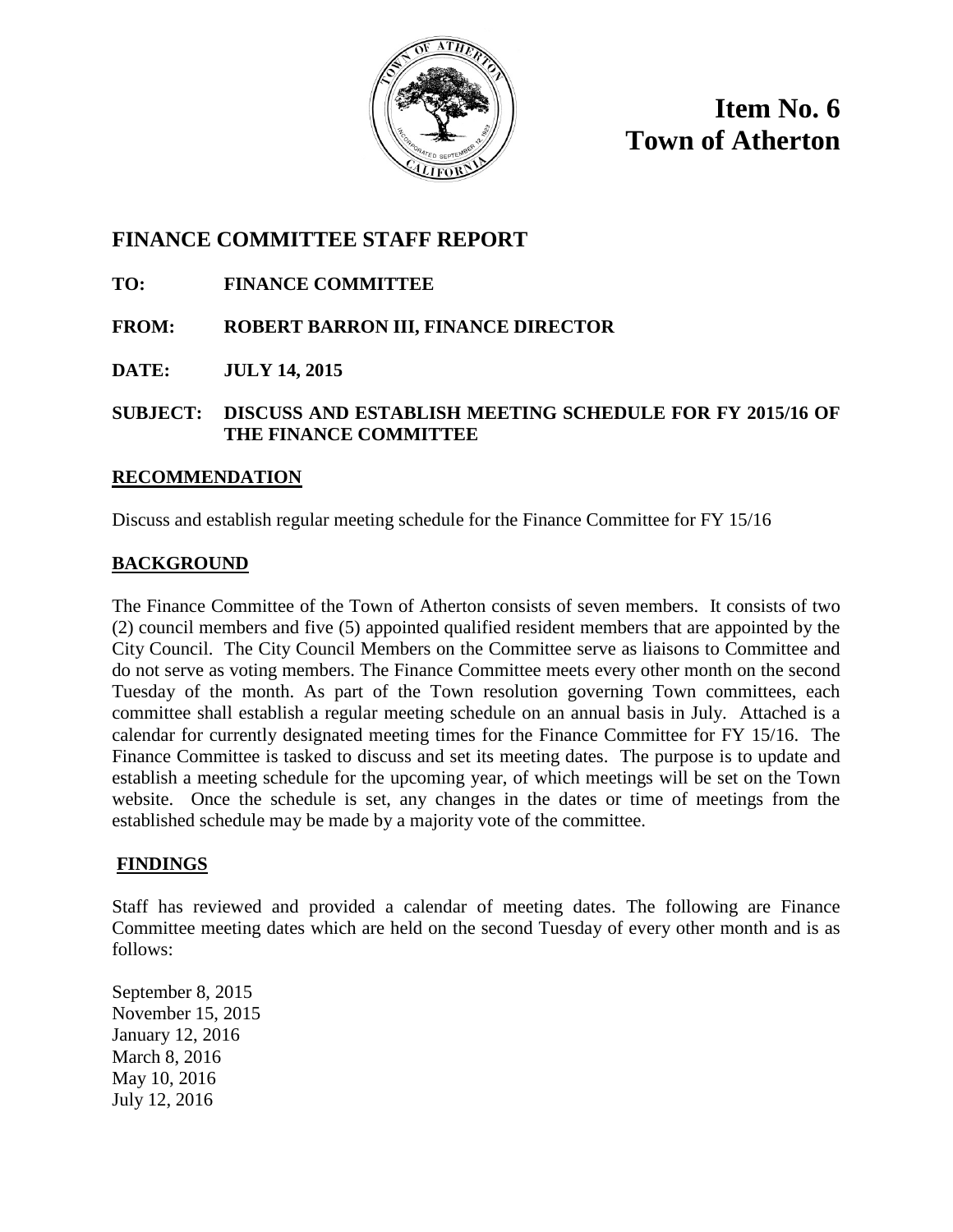# Item No. 6
# Town of Atherton

## FINANCE COMMITTEE STAFF REPORT

**TO:** **FINANCE COMMITTEE**

**FROM:** **ROBERT BARRON III, FINANCE DIRECTOR**

**DATE:** **JULY 14, 2015**

**SUBJECT:** **DISCUSS AND ESTABLISH MEETING SCHEDULE FOR FY 2015/16 OF THE FINANCE COMMITTEE**

### RECOMMENDATION

Discuss and establish regular meeting schedule for the Finance Committee for FY 15/16

### BACKGROUND

The Finance Committee of the Town of Atherton consists of seven members. It consists of two (2) council members and five (5) appointed qualified resident members that are appointed by the City Council. The City Council Members on the Committee serve as liaisons to Committee and do not serve as voting members. The Finance Committee meets every other month on the second Tuesday of the month. As part of the Town resolution governing Town committees, each committee shall establish a regular meeting schedule on an annual basis in July. Attached is a calendar for currently designated meeting times for the Finance Committee for FY 15/16. The Finance Committee is tasked to discuss and set its meeting dates. The purpose is to update and establish a meeting schedule for the upcoming year, of which meetings will be set on the Town website. Once the schedule is set, any changes in the dates or time of meetings from the established schedule may be made by a majority vote of the committee.

### FINDINGS

Staff has reviewed and provided a calendar of meeting dates. The following are Finance Committee meeting dates which are held on the second Tuesday of every other month and is as follows:

September 8, 2015
November 15, 2015
January 12, 2016
March 8, 2016
May 10, 2016
July 12, 2016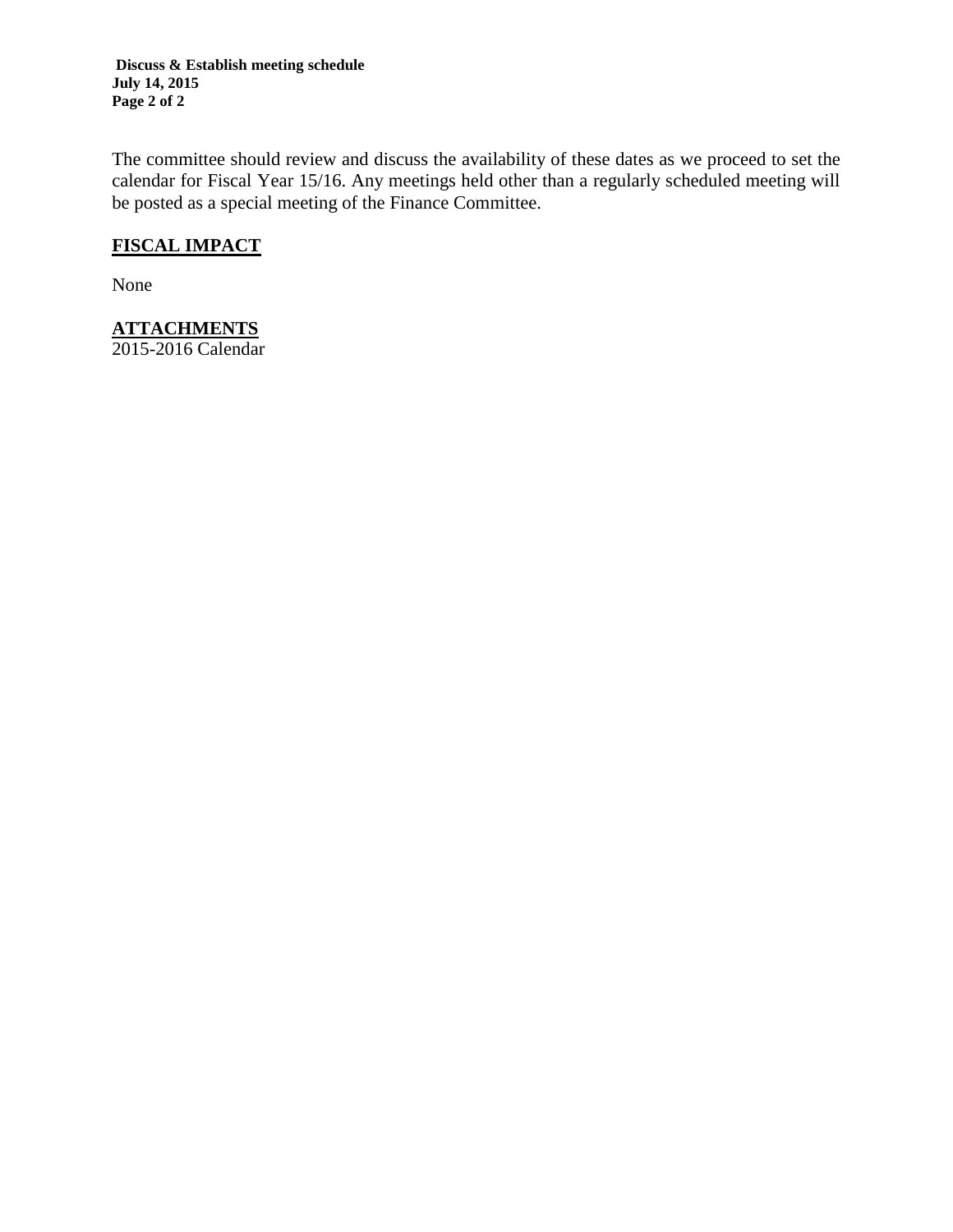The committee should review and discuss the availability of these dates as we proceed to set the calendar for Fiscal Year 15/16. Any meetings held other than a regularly scheduled meeting will be posted as a special meeting of the Finance Committee.

## FISCAL IMPACT

None

## ATTACHMENTS

2015-2016 Calendar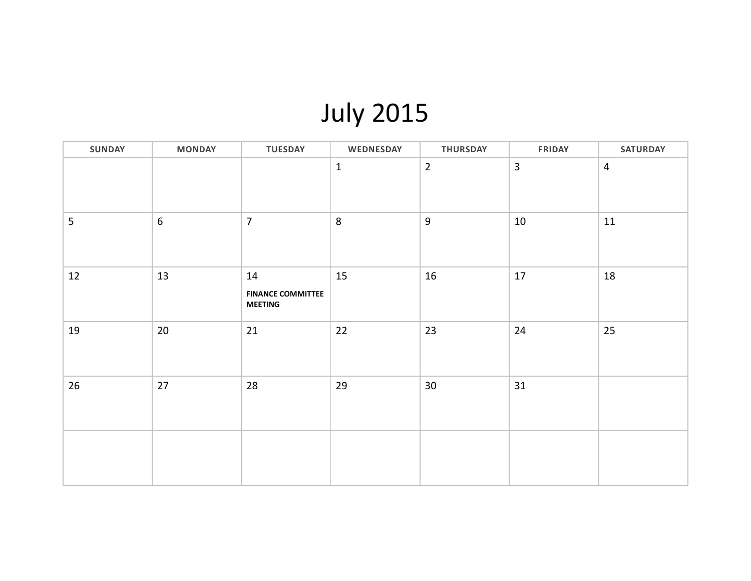# July 2015

| SUNDAY | MONDAY | TUESDAY | WEDNESDAY | THURSDAY | FRIDAY | SATURDAY |
|---|---|---|---|---|---|---|
| | | | 1 | 2 | 3 | 4 |
| 5 | 6 | 7 | 8 | 9 | 10 | 11 |
| 12 | 13 | 14 **FINANCE COMMITTEE MEETING** | 15 | 16 | 17 | 18 |
| 19 | 20 | 21 | 22 | 23 | 24 | 25 |
| 26 | 27 | 28 | 29 | 30 | 31 | |
| | | | | | | |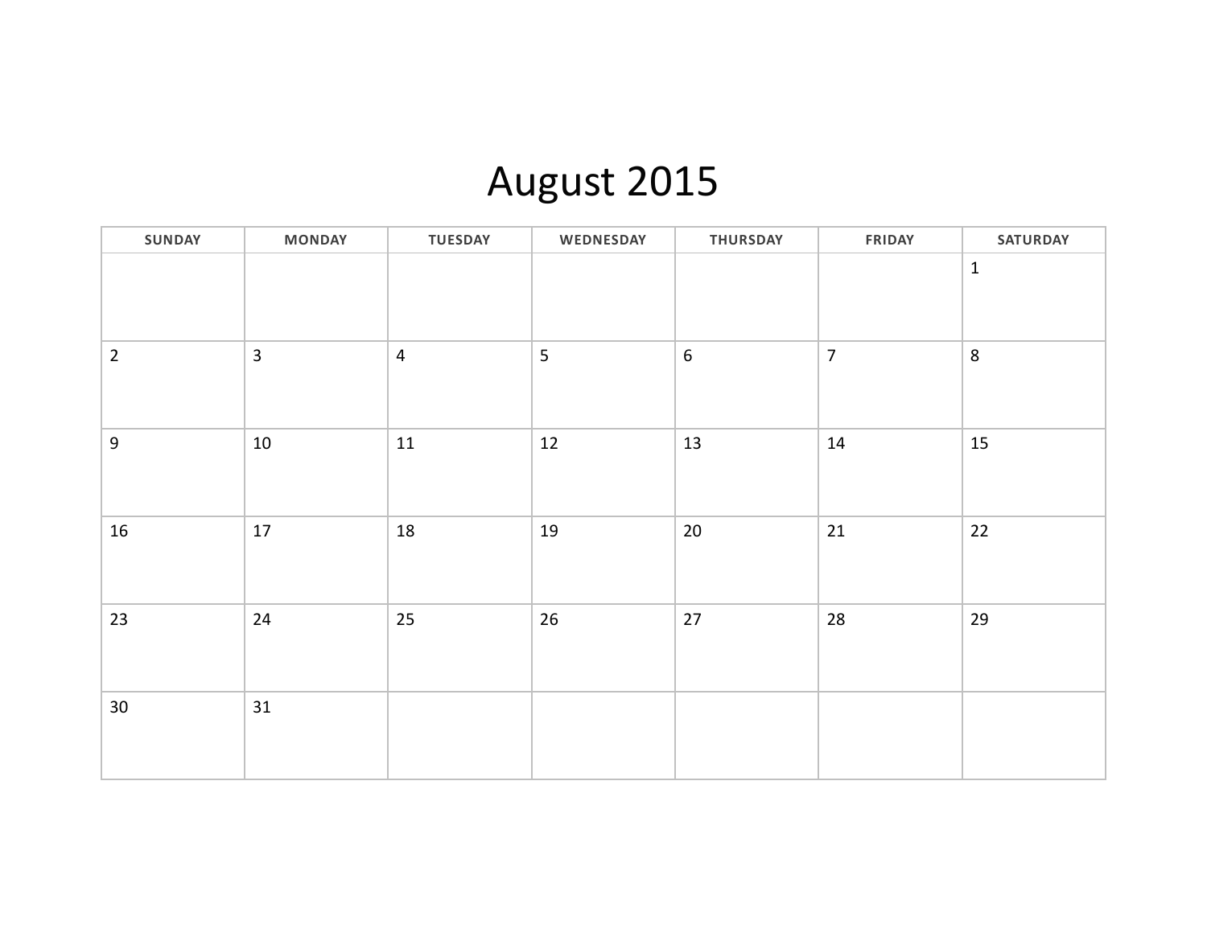# August 2015

| SUNDAY | MONDAY | TUESDAY | WEDNESDAY | THURSDAY | FRIDAY | SATURDAY |
|---|---|---|---|---|---|---|
| | | | | | | 1 |
| 2 | 3 | 4 | 5 | 6 | 7 | 8 |
| 9 | 10 | 11 | 12 | 13 | 14 | 15 |
| 16 | 17 | 18 | 19 | 20 | 21 | 22 |
| 23 | 24 | 25 | 26 | 27 | 28 | 29 |
| 30 | 31 | | | | | |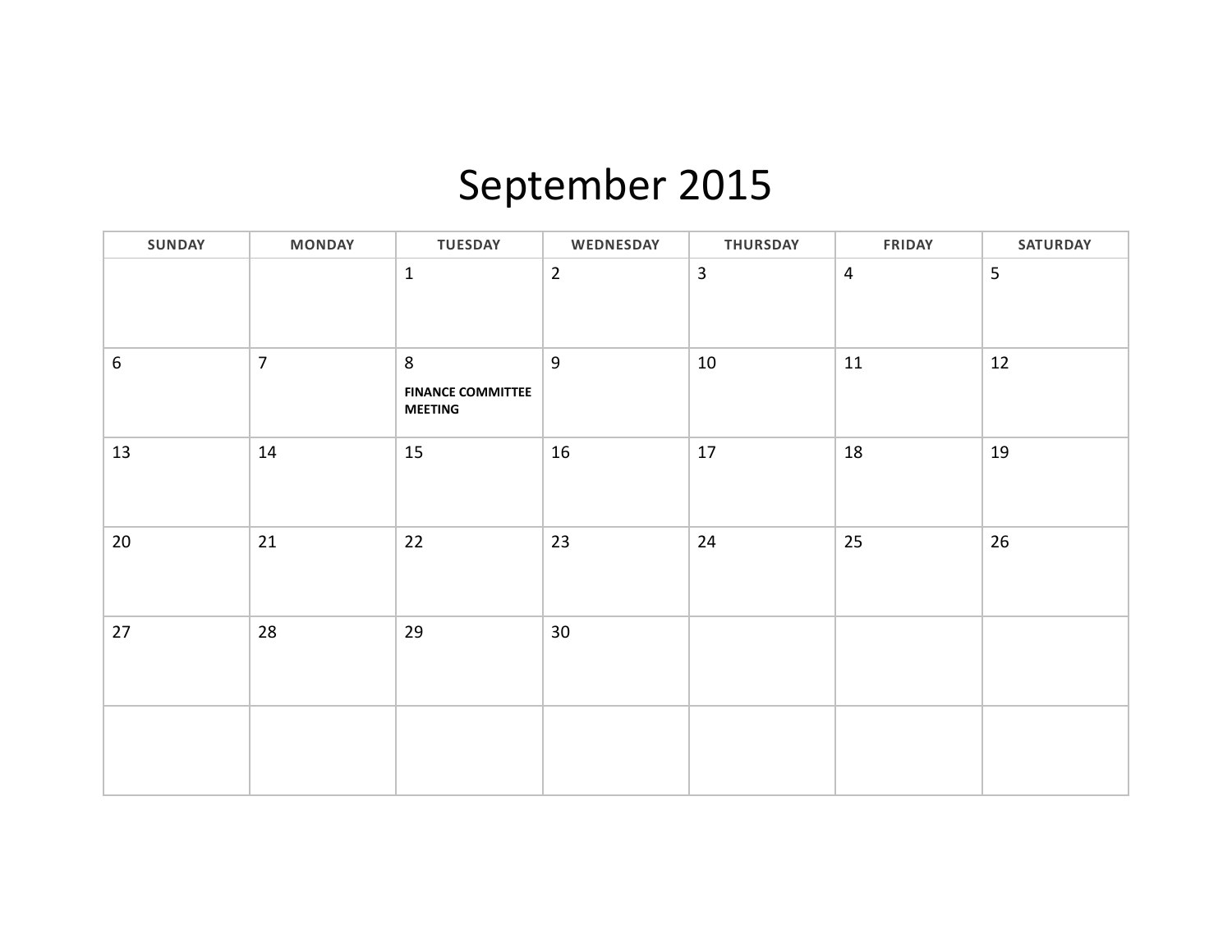# September 2015

| SUNDAY | MONDAY | TUESDAY | WEDNESDAY | THURSDAY | FRIDAY | SATURDAY |
|---|---|---|---|---|---|---|
| | | 1 | 2 | 3 | 4 | 5 |
| 6 | 7 | 8 **FINANCE COMMITTEE MEETING** | 9 | 10 | 11 | 12 |
| 13 | 14 | 15 | 16 | 17 | 18 | 19 |
| 20 | 21 | 22 | 23 | 24 | 25 | 26 |
| 27 | 28 | 29 | 30 | | | |
| | | | | | | |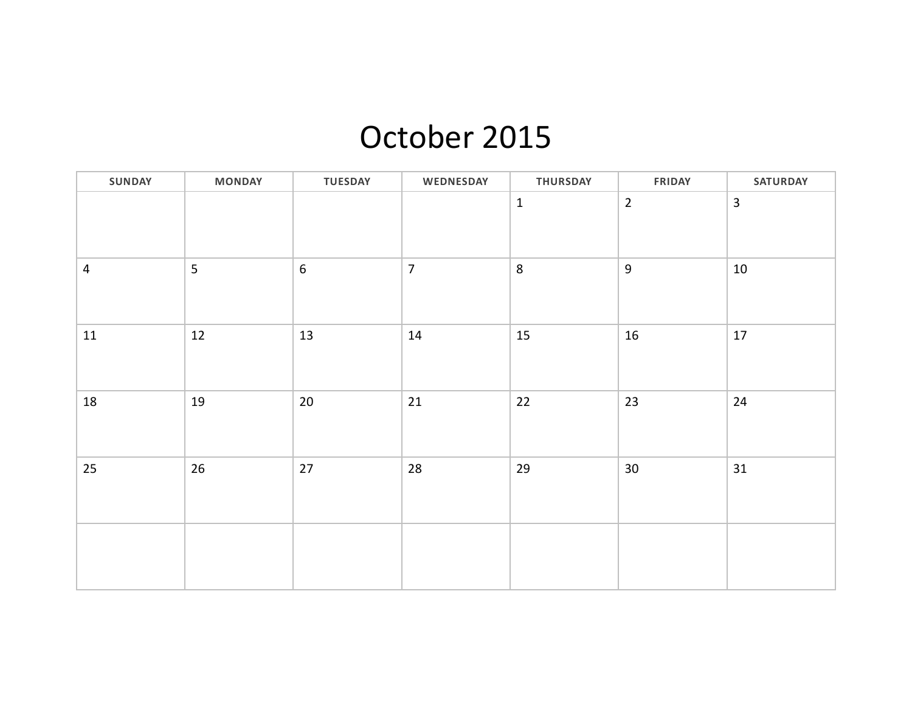# October 2015

| SUNDAY | MONDAY | TUESDAY | WEDNESDAY | THURSDAY | FRIDAY | SATURDAY |
| --- | --- | --- | --- | --- | --- | --- |
| | | | | 1 | 2 | 3 |
| 4 | 5 | 6 | 7 | 8 | 9 | 10 |
| 11 | 12 | 13 | 14 | 15 | 16 | 17 |
| 18 | 19 | 20 | 21 | 22 | 23 | 24 |
| 25 | 26 | 27 | 28 | 29 | 30 | 31 |
| | | | | | | |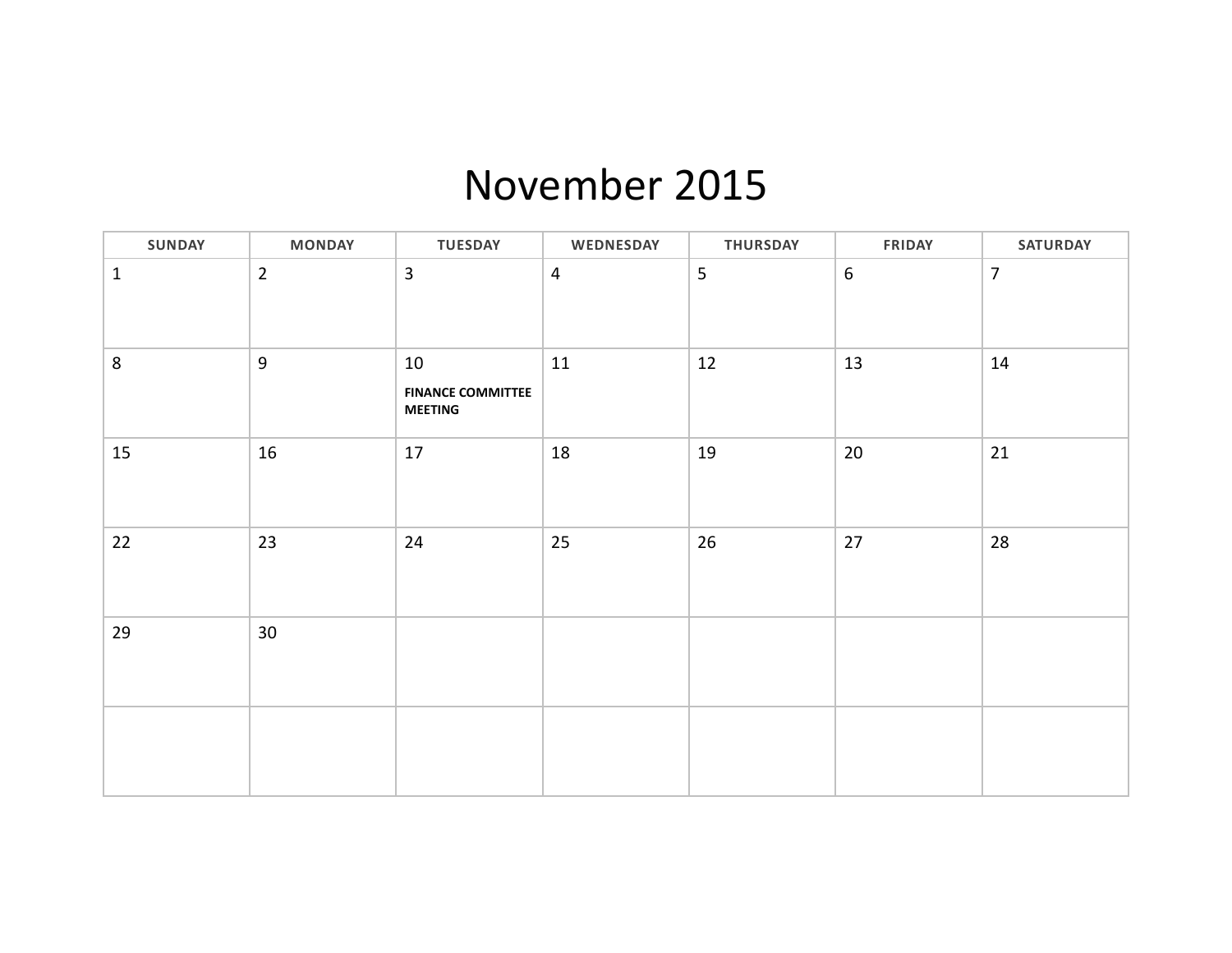# November 2015

| SUNDAY | MONDAY | TUESDAY | WEDNESDAY | THURSDAY | FRIDAY | SATURDAY |
|---|---|---|---|---|---|---|
| 1 | 2 | 3 | 4 | 5 | 6 | 7 |
| 8 | 9 | 10<br>**FINANCE COMMITTEE MEETING** | 11 | 12 | 13 | 14 |
| 15 | 16 | 17 | 18 | 19 | 20 | 21 |
| 22 | 23 | 24 | 25 | 26 | 27 | 28 |
| 29 | 30 | | | | | |
| | | | | | | |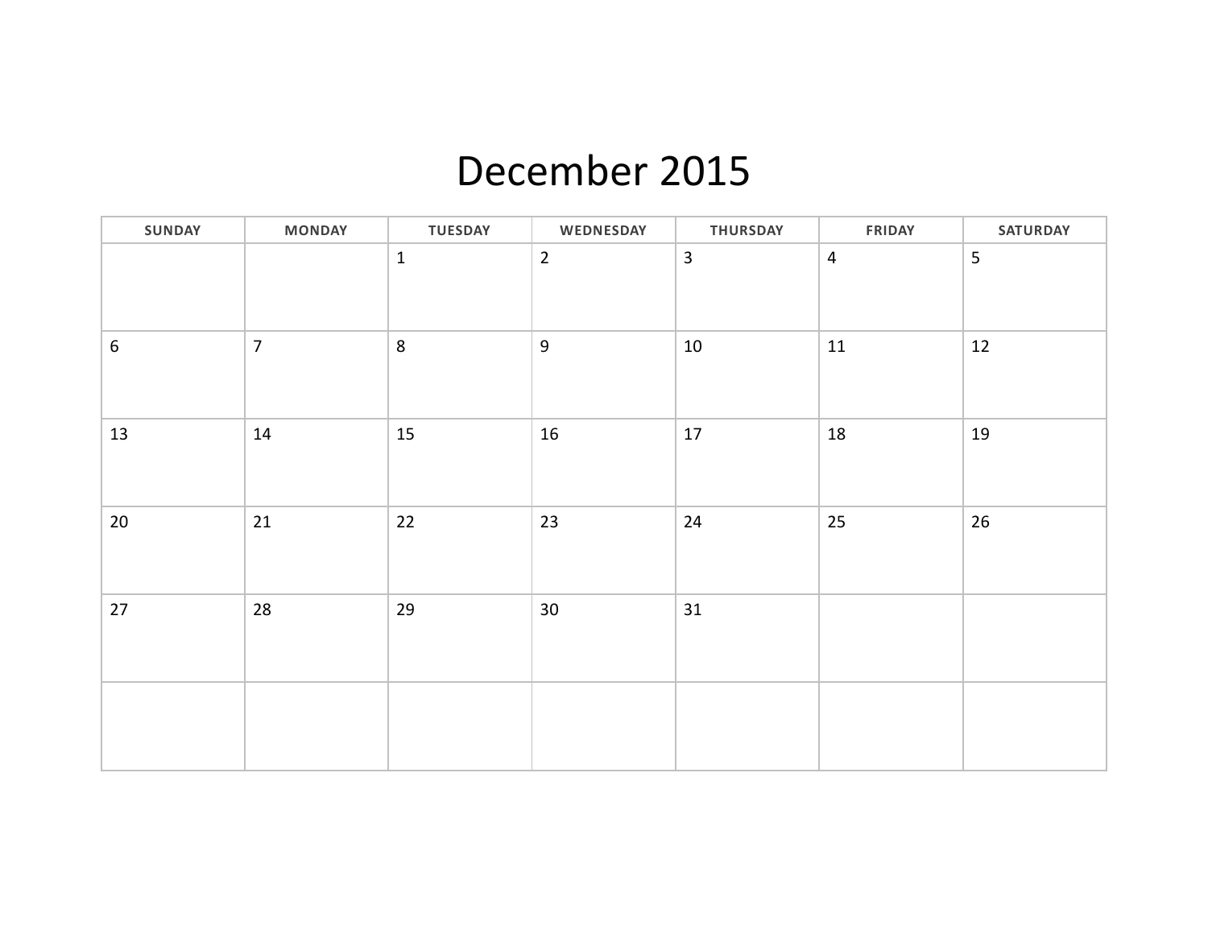# December 2015

| SUNDAY | MONDAY | TUESDAY | WEDNESDAY | THURSDAY | FRIDAY | SATURDAY |
|---|---|---|---|---|---|---|
| | | 1 | 2 | 3 | 4 | 5 |
| 6 | 7 | 8 | 9 | 10 | 11 | 12 |
| 13 | 14 | 15 | 16 | 17 | 18 | 19 |
| 20 | 21 | 22 | 23 | 24 | 25 | 26 |
| 27 | 28 | 29 | 30 | 31 | | |
| | | | | | | |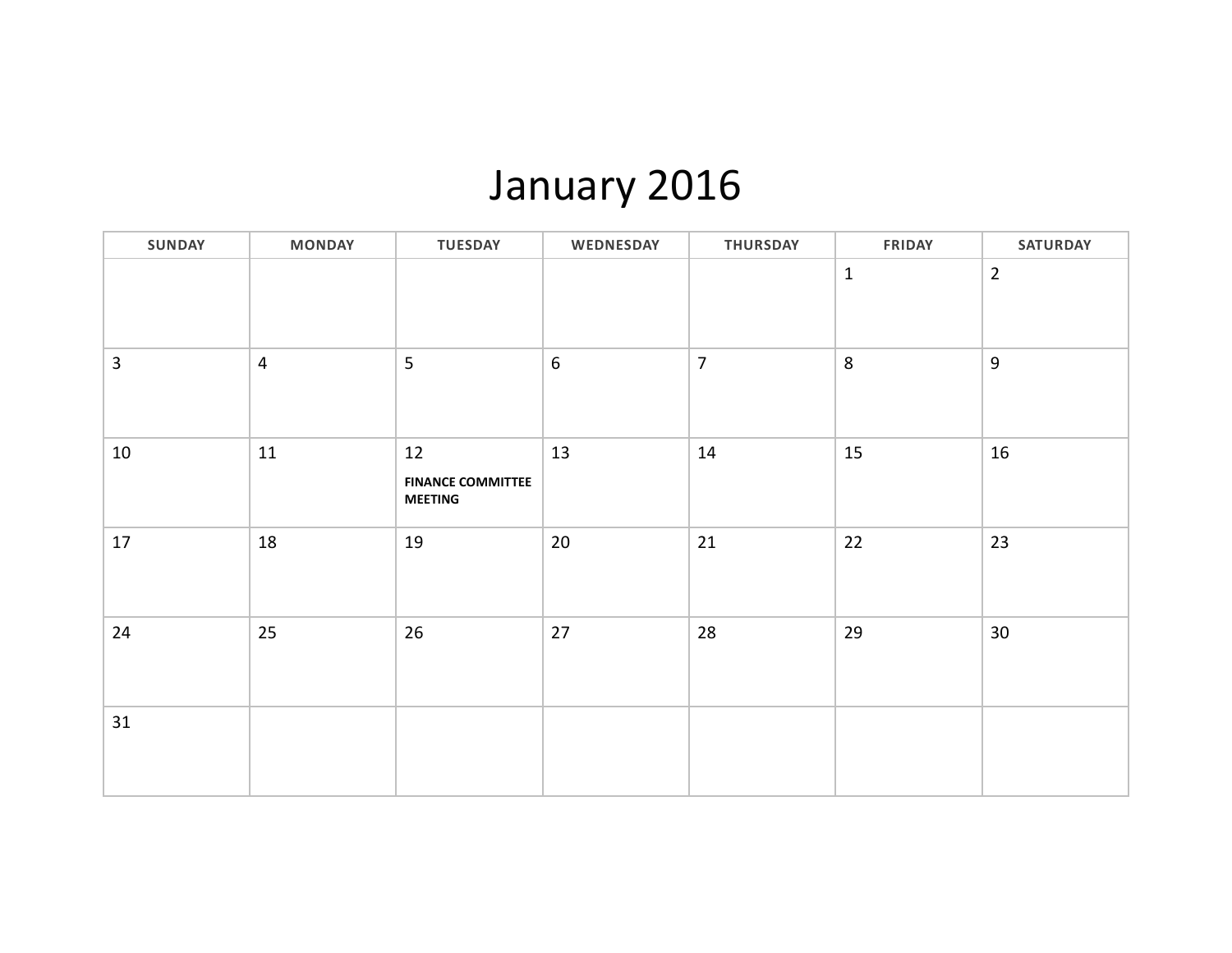# January 2016

| SUNDAY | MONDAY | TUESDAY | WEDNESDAY | THURSDAY | FRIDAY | SATURDAY |
|---|---|---|---|---|---|---|
| | | | | | 1 | 2 |
| 3 | 4 | 5 | 6 | 7 | 8 | 9 |
| 10 | 11 | 12 **FINANCE COMMITTEE MEETING** | 13 | 14 | 15 | 16 |
| 17 | 18 | 19 | 20 | 21 | 22 | 23 |
| 24 | 25 | 26 | 27 | 28 | 29 | 30 |
| 31 | | | | | | |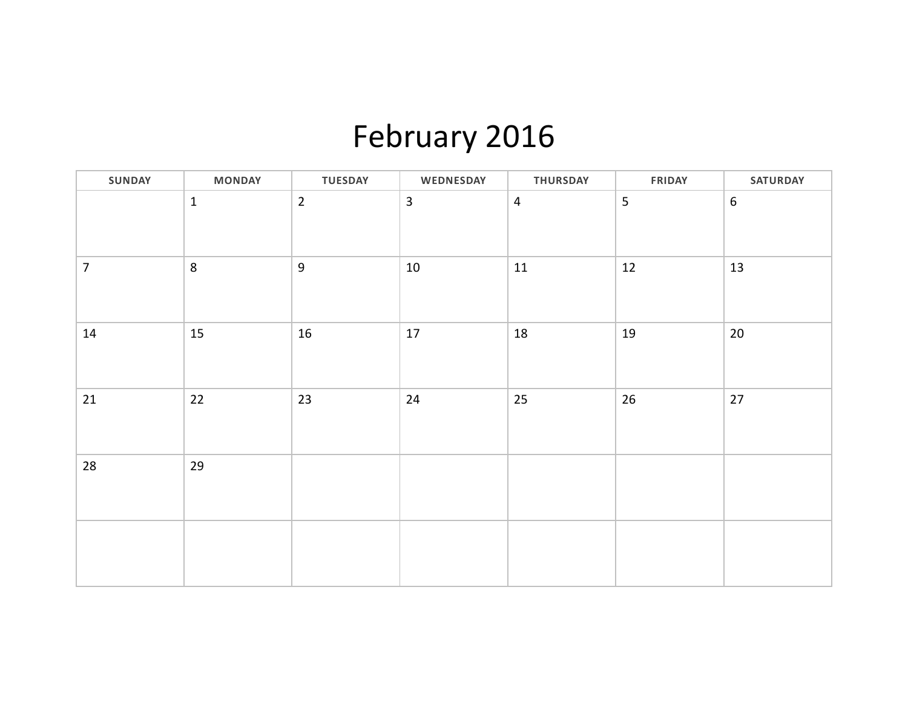# February 2016

| SUNDAY | MONDAY | TUESDAY | WEDNESDAY | THURSDAY | FRIDAY | SATURDAY |
|---|---|---|---|---|---|---|
| | 1 | 2 | 3 | 4 | 5 | 6 |
| 7 | 8 | 9 | 10 | 11 | 12 | 13 |
| 14 | 15 | 16 | 17 | 18 | 19 | 20 |
| 21 | 22 | 23 | 24 | 25 | 26 | 27 |
| 28 | 29 | | | | | |
| | | | | | | |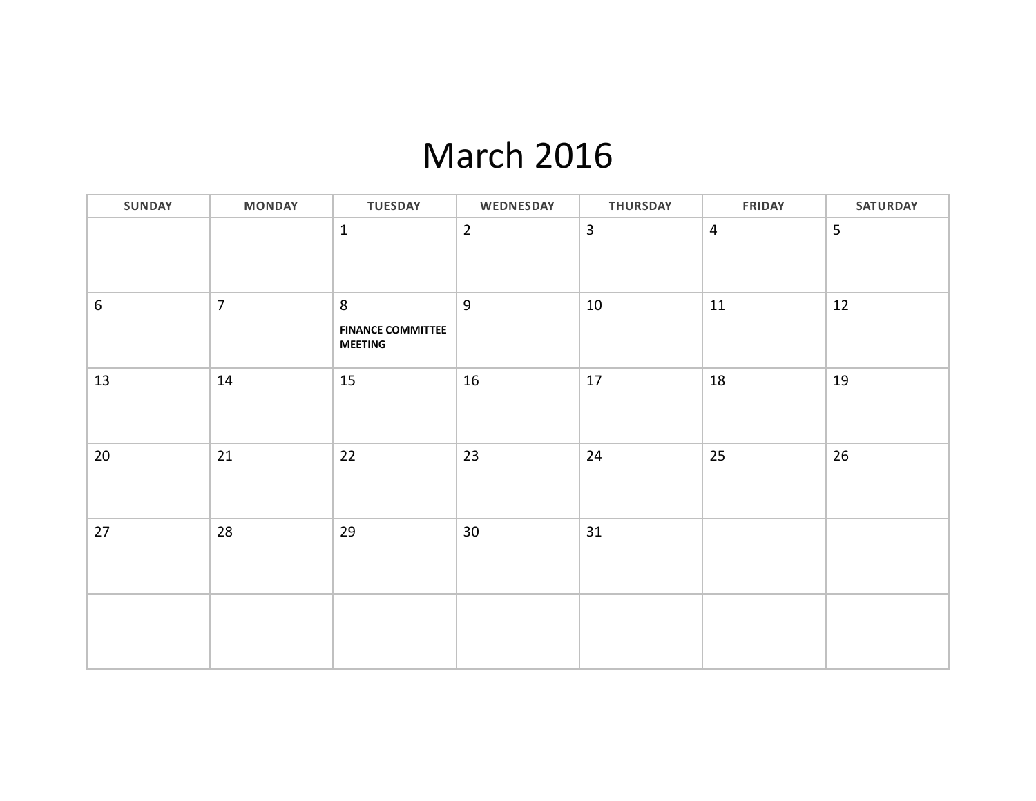# March 2016

| SUNDAY | MONDAY | TUESDAY | WEDNESDAY | THURSDAY | FRIDAY | SATURDAY |
|---|---|---|---|---|---|---|
| | | 1 | 2 | 3 | 4 | 5 |
| 6 | 7 | 8 **FINANCE COMMITTEE MEETING** | 9 | 10 | 11 | 12 |
| 13 | 14 | 15 | 16 | 17 | 18 | 19 |
| 20 | 21 | 22 | 23 | 24 | 25 | 26 |
| 27 | 28 | 29 | 30 | 31 | | |
| | | | | | | |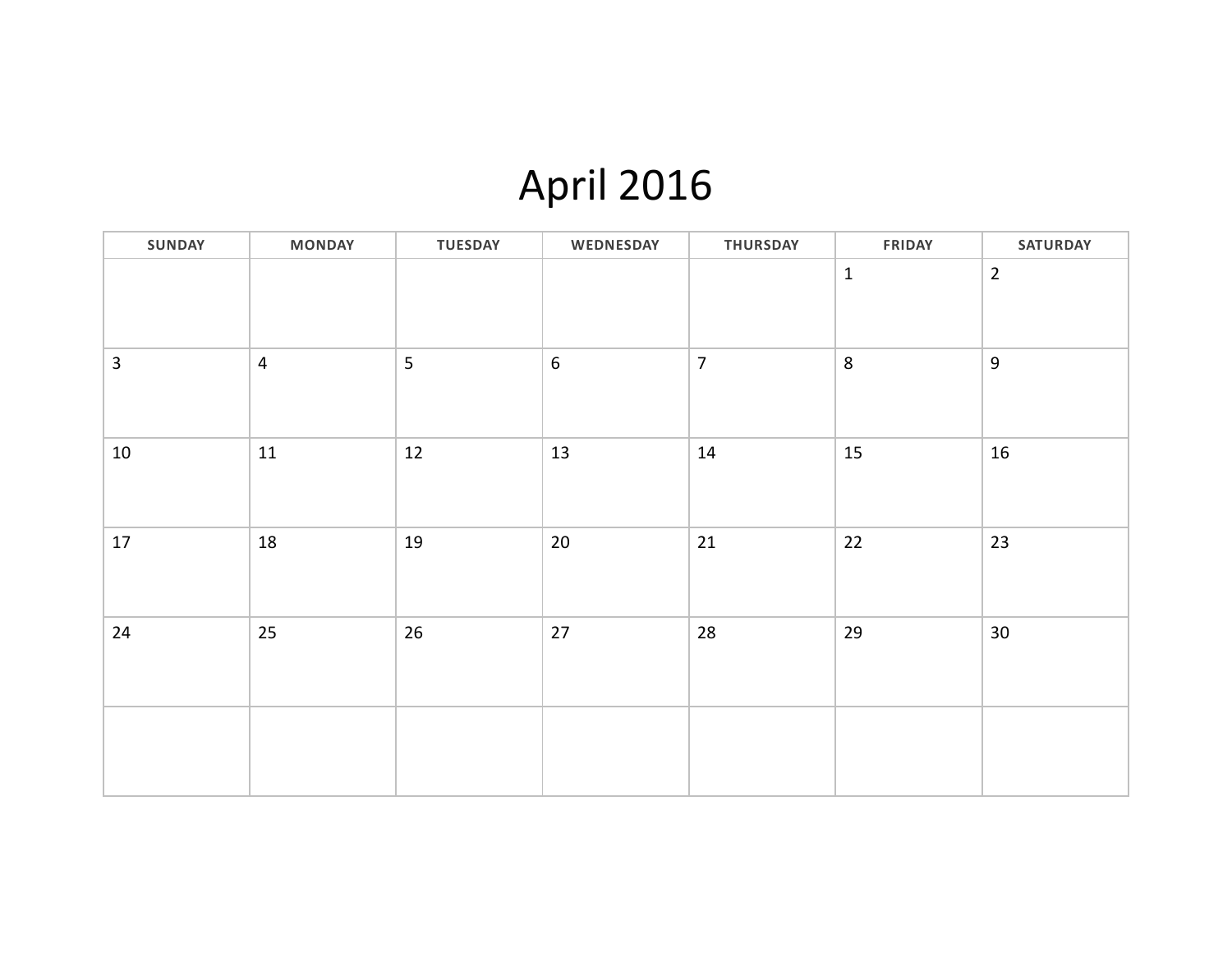# April 2016

| SUNDAY | MONDAY | TUESDAY | WEDNESDAY | THURSDAY | FRIDAY | SATURDAY |
| --- | --- | --- | --- | --- | --- | --- |
| | | | | | 1 | 2 |
| 3 | 4 | 5 | 6 | 7 | 8 | 9 |
| 10 | 11 | 12 | 13 | 14 | 15 | 16 |
| 17 | 18 | 19 | 20 | 21 | 22 | 23 |
| 24 | 25 | 26 | 27 | 28 | 29 | 30 |
| | | | | | | |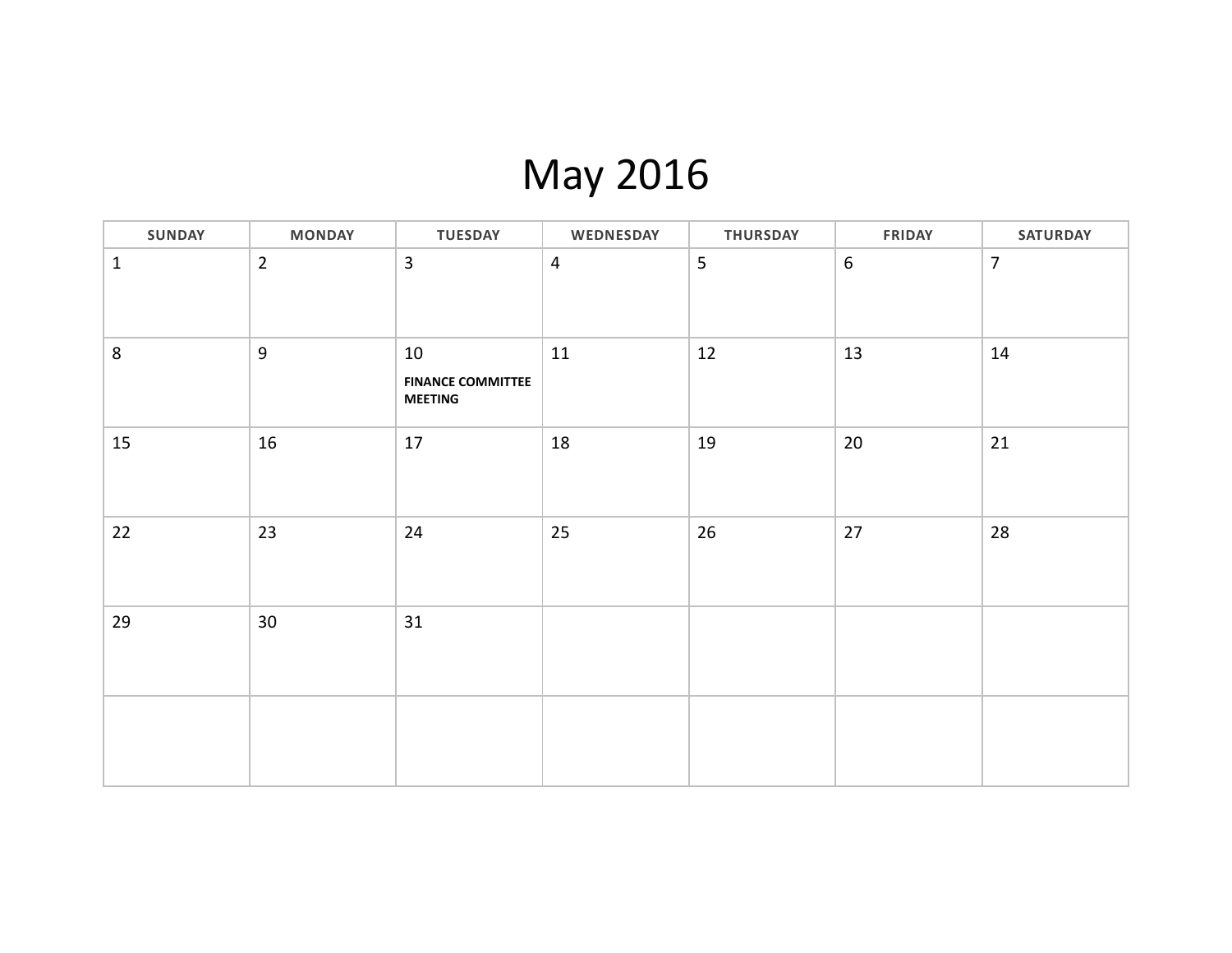# May 2016

| SUNDAY | MONDAY | TUESDAY | WEDNESDAY | THURSDAY | FRIDAY | SATURDAY |
|---|---|---|---|---|---|---|
| 1 | 2 | 3 | 4 | 5 | 6 | 7 |
| 8 | 9 | 10 **FINANCE COMMITTEE MEETING** | 11 | 12 | 13 | 14 |
| 15 | 16 | 17 | 18 | 19 | 20 | 21 |
| 22 | 23 | 24 | 25 | 26 | 27 | 28 |
| 29 | 30 | 31 | | | | |
| | | | | | | |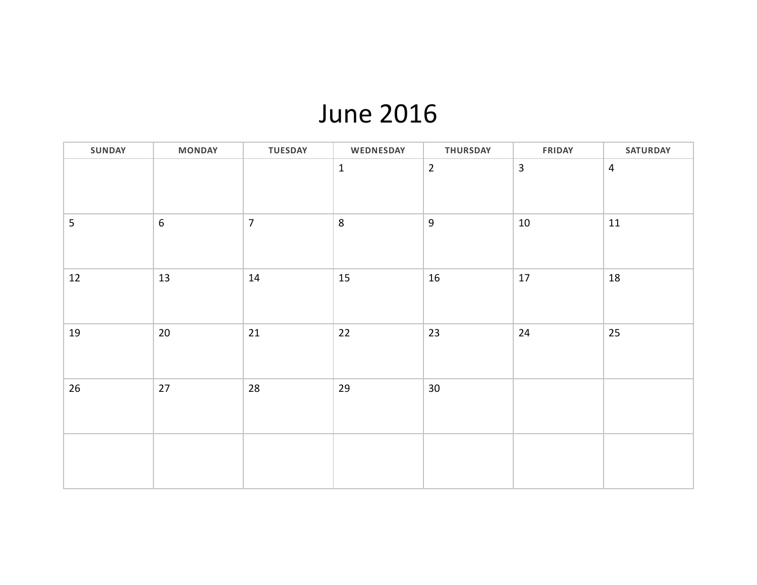# June 2016

| SUNDAY | MONDAY | TUESDAY | WEDNESDAY | THURSDAY | FRIDAY | SATURDAY |
|---|---|---|---|---|---|---|
| | | | 1 | 2 | 3 | 4 |
| 5 | 6 | 7 | 8 | 9 | 10 | 11 |
| 12 | 13 | 14 | 15 | 16 | 17 | 18 |
| 19 | 20 | 21 | 22 | 23 | 24 | 25 |
| 26 | 27 | 28 | 29 | 30 | | |
| | | | | | | |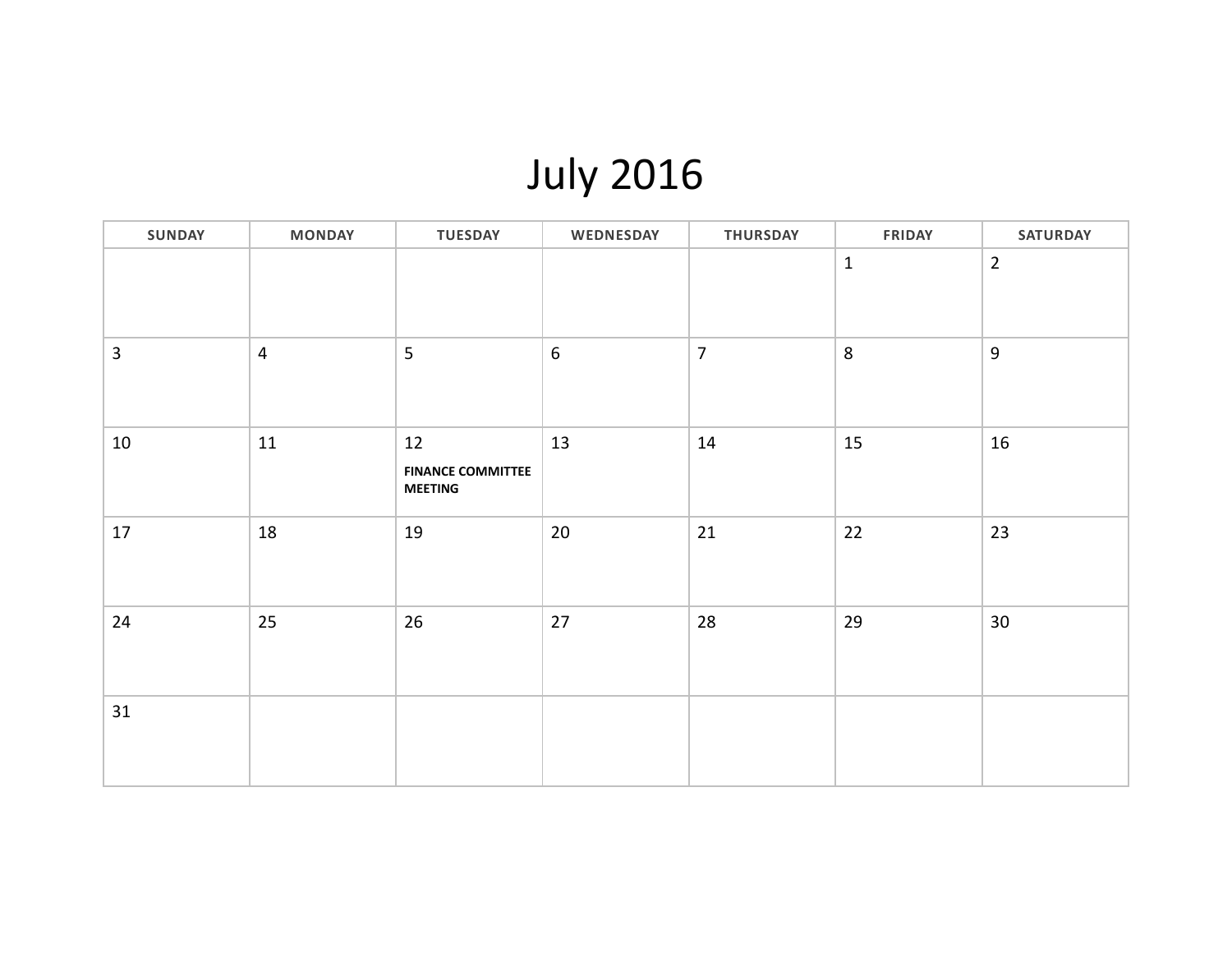# July 2016

| SUNDAY | MONDAY | TUESDAY | WEDNESDAY | THURSDAY | FRIDAY | SATURDAY |
|---|---|---|---|---|---|---|
| | | | | | 1 | 2 |
| 3 | 4 | 5 | 6 | 7 | 8 | 9 |
| 10 | 11 | 12 **FINANCE COMMITTEE MEETING** | 13 | 14 | 15 | 16 |
| 17 | 18 | 19 | 20 | 21 | 22 | 23 |
| 24 | 25 | 26 | 27 | 28 | 29 | 30 |
| 31 | | | | | | |